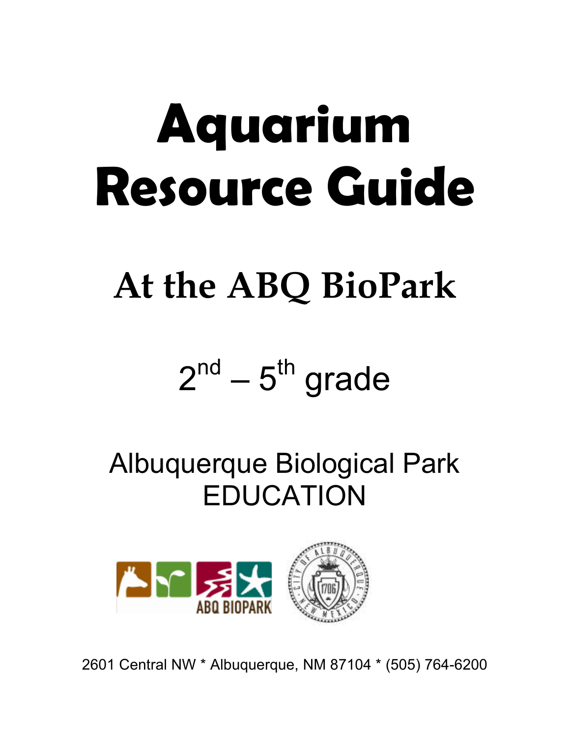# Aquarium Resource Guide

## At the ABQ BioPark

2nd – 5th grade

Albuquerque Biological Park
EDUCATION

ABQ BIOPARK

2601 Central NW * Albuquerque, NM 87104 * (505) 764-6200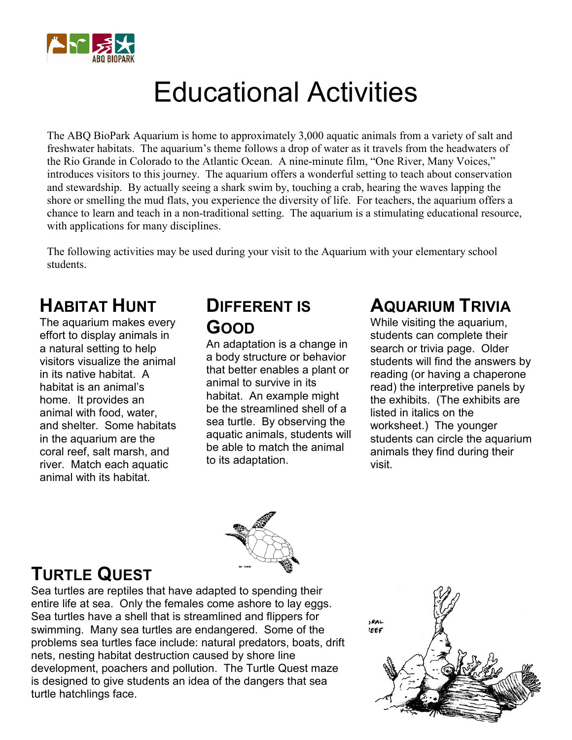# Educational Activities

The ABQ BioPark Aquarium is home to approximately 3,000 aquatic animals from a variety of salt and freshwater habitats. The aquarium's theme follows a drop of water as it travels from the headwaters of the Rio Grande in Colorado to the Atlantic Ocean. A nine-minute film, "One River, Many Voices," introduces visitors to this journey. The aquarium offers a wonderful setting to teach about conservation and stewardship. By actually seeing a shark swim by, touching a crab, hearing the waves lapping the shore or smelling the mud flats, you experience the diversity of life. For teachers, the aquarium offers a chance to learn and teach in a non-traditional setting. The aquarium is a stimulating educational resource, with applications for many disciplines.

The following activities may be used during your visit to the Aquarium with your elementary school students.

## Habitat Hunt

The aquarium makes every effort to display animals in a natural setting to help visitors visualize the animal in its native habitat. A habitat is an animal's home. It provides an animal with food, water, and shelter. Some habitats in the aquarium are the coral reef, salt marsh, and river. Match each aquatic animal with its habitat.

## Different is Good

An adaptation is a change in a body structure or behavior that better enables a plant or animal to survive in its habitat. An example might be the streamlined shell of a sea turtle. By observing the aquatic animals, students will be able to match the animal to its adaptation.

## Aquarium Trivia

While visiting the aquarium, students can complete their search or trivia page. Older students will find the answers by reading (or having a chaperone read) the interpretive panels by the exhibits. (The exhibits are listed in italics on the worksheet.) The younger students can circle the aquarium animals they find during their visit.

## Turtle Quest

Sea turtles are reptiles that have adapted to spending their entire life at sea. Only the females come ashore to lay eggs. Sea turtles have a shell that is streamlined and flippers for swimming. Many sea turtles are endangered. Some of the problems sea turtles face include: natural predators, boats, drift nets, nesting habitat destruction caused by shore line development, poachers and pollution. The Turtle Quest maze is designed to give students an idea of the dangers that sea turtle hatchlings face.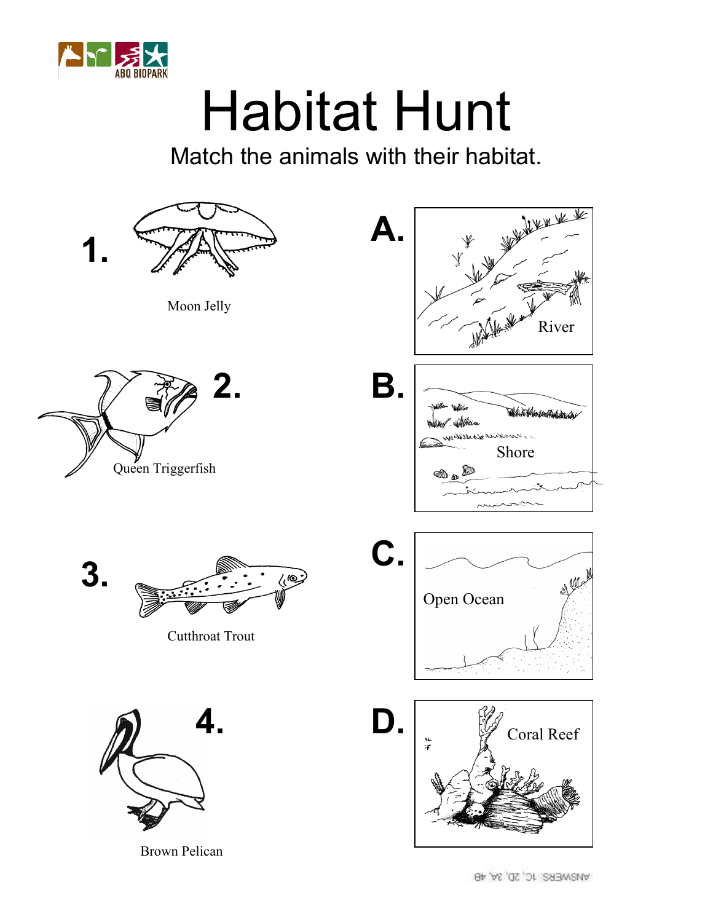ABQ BIOPARK

# Habitat Hunt

Match the animals with their habitat.

**1.** Moon Jelly

**2.** Queen Triggerfish

**3.** Cutthroat Trout

**4.** Brown Pelican

**A.** River

**B.** Shore

**C.** Open Ocean

**D.** Coral Reef

ANSWERS: 1C, 2D, 3A, 4B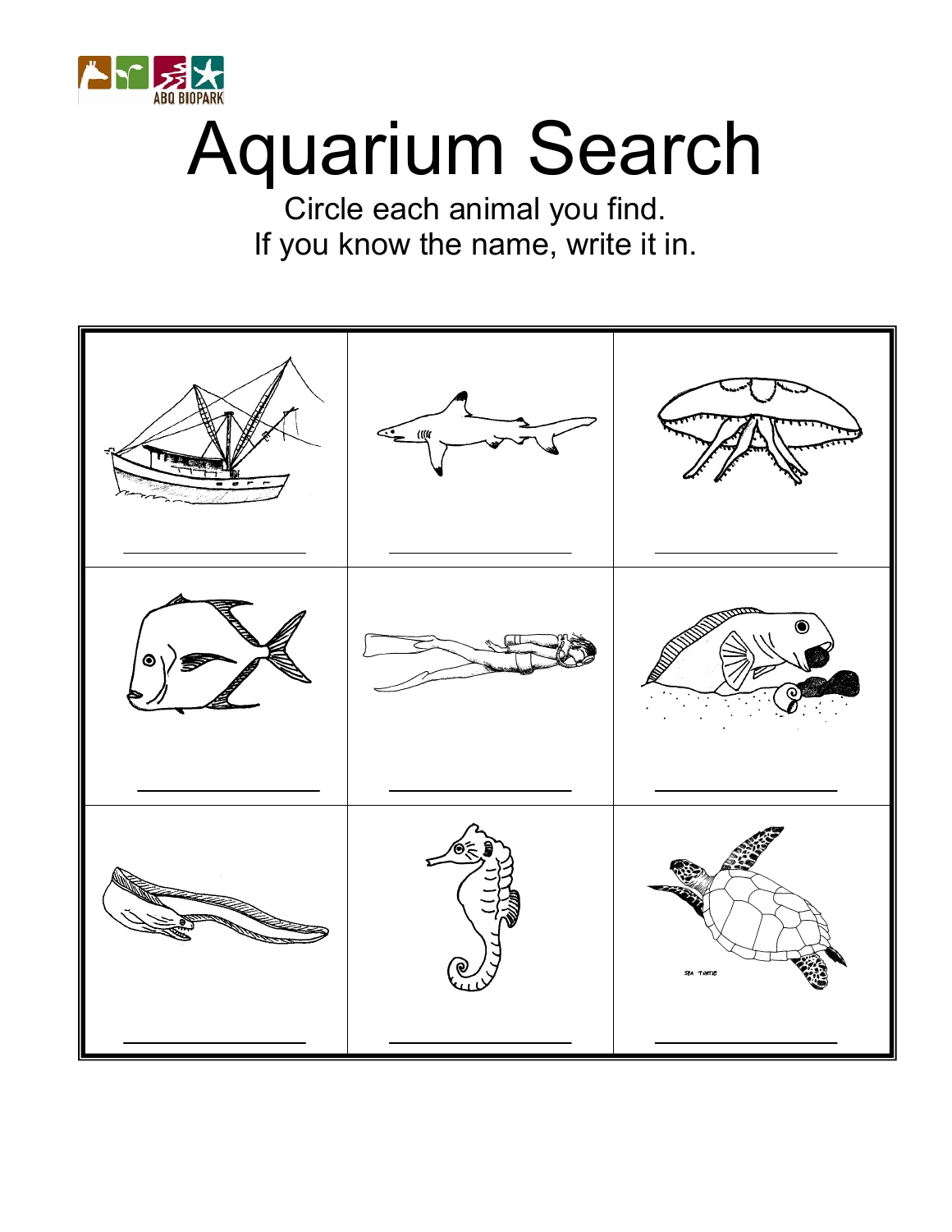# Aquarium Search

Circle each animal you find.
If you know the name, write it in.

SEA TURTLE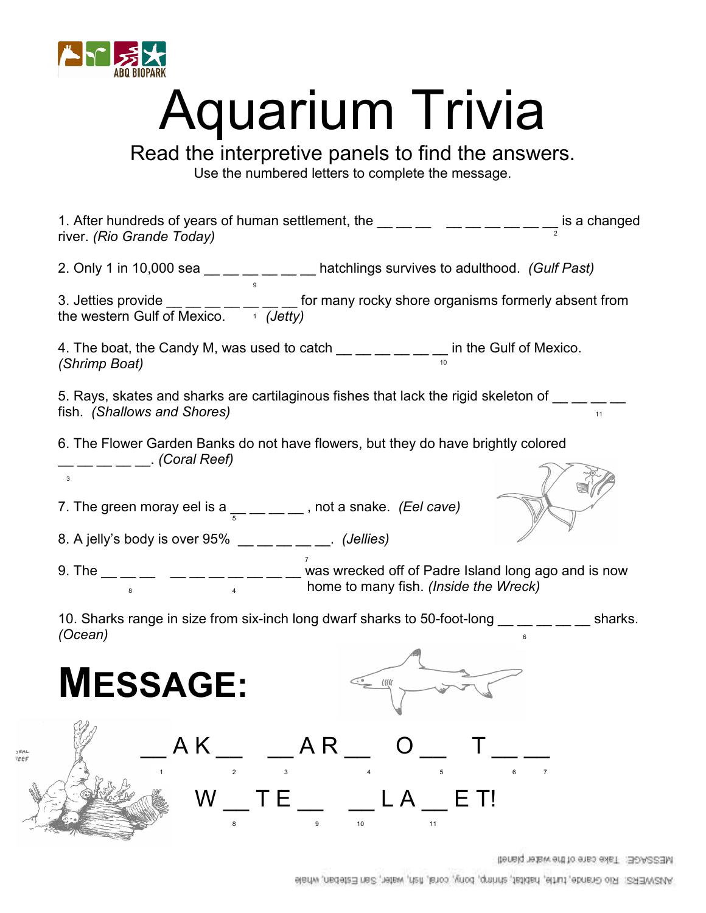ABQ BIOPARK

# Aquarium Trivia

## Read the interpretive panels to find the answers.

Use the numbered letters to complete the message.

1. After hundreds of years of human settlement, the __ __ __  __ __ __ __ __ __ [2] is a changed river. *(Rio Grande Today)*

2. Only 1 in 10,000 sea __ __ [9] __ __ __ __ hatchlings survives to adulthood. *(Gulf Past)*

3. Jetties provide __ [1] __ __ __ __ __ __ for many rocky shore organisms formerly absent from the western Gulf of Mexico. *(Jetty)*

4. The boat, the Candy M, was used to catch __ __ __ __ __ __ [10] in the Gulf of Mexico. *(Shrimp Boat)*

5. Rays, skates and sharks are cartilaginous fishes that lack the rigid skeleton of __ __ __ __ [11] fish. *(Shallows and Shores)*

6. The Flower Garden Banks do not have flowers, but they do have brightly colored __ [3] __ __ __ __. *(Coral Reef)*

7. The green moray eel is a __ [5] __ __ __ , not a snake. *(Eel cave)*

8. A jelly's body is over 95% __ __ __ __ __ [7]. *(Jellies)*

9. The __ __ [8] __ __  __ __ __ __ [4] __ __ __ __ was wrecked off of Padre Island long ago and is now home to many fish. *(Inside the Wreck)*

10. Sharks range in size from six-inch long dwarf sharks to 50-foot-long __ __ __ [6] __ __ sharks. *(Ocean)*

# MESSAGE:

__ [1] A K __ [2]   __ [3] A R __ [4]   O __ [5]   T __ [6] __ [7]

W __ [8] T E __ [9]   __ [10] L A __ [11] E T!

MESSAGE: Take care of the water planet

ANSWERS: Rio Grande, turtle, habitat, shrimp, bony, coral, fish, water, San Esteban, whale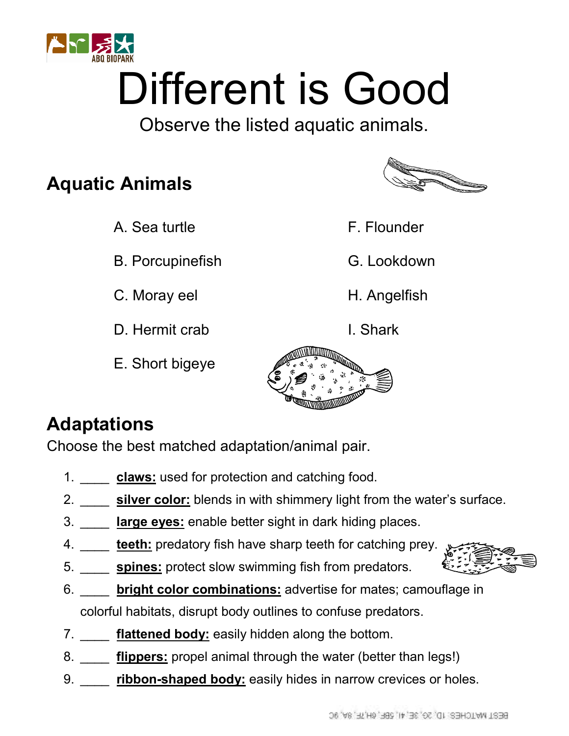ABQ BIOPARK

# Different is Good

Observe the listed aquatic animals.

## Aquatic Animals

A. Sea turtle

B. Porcupinefish

C. Moray eel

D. Hermit crab

E. Short bigeye

F. Flounder

G. Lookdown

H. Angelfish

I. Shark

## Adaptations

Choose the best matched adaptation/animal pair.

1. ____ **claws:** used for protection and catching food.
2. ____ **silver color:** blends in with shimmery light from the water's surface.
3. ____ **large eyes:** enable better sight in dark hiding places.
4. ____ **teeth:** predatory fish have sharp teeth for catching prey.
5. ____ **spines:** protect slow swimming fish from predators.
6. ____ **bright color combinations:** advertise for mates; camouflage in colorful habitats, disrupt body outlines to confuse predators.
7. ____ **flattened body:** easily hidden along the bottom.
8. ____ **flippers:** propel animal through the water (better than legs!)
9. ____ **ribbon-shaped body:** easily hides in narrow crevices or holes.

BEST MATCHES: 1D, 2G, 3E, 4I, 5BF, 6H, 7F, 8A, 9C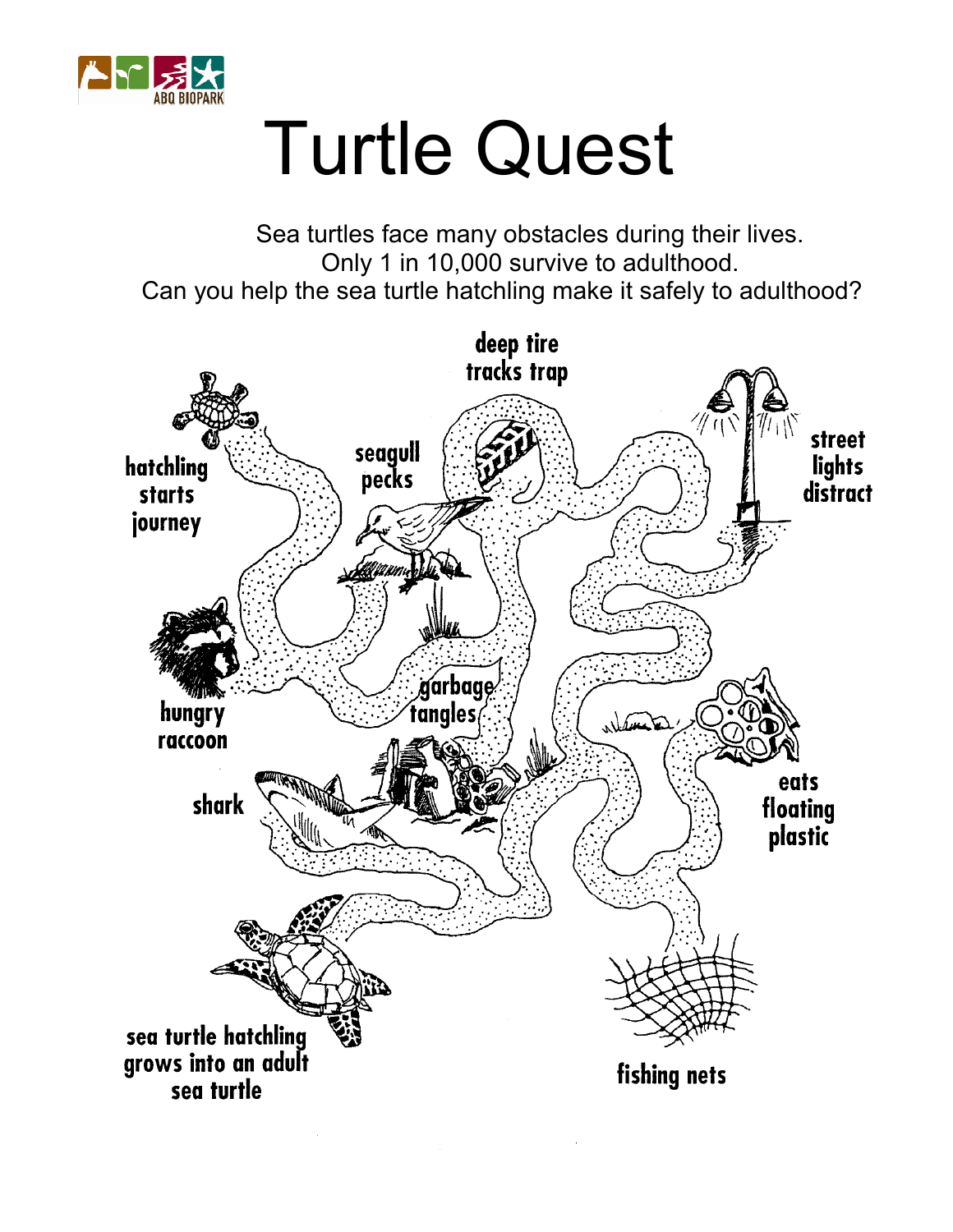# Turtle Quest

Sea turtles face many obstacles during their lives.
Only 1 in 10,000 survive to adulthood.
Can you help the sea turtle hatchling make it safely to adulthood?

hatchling starts journey

seagull pecks

deep tire tracks trap

street lights distract

hungry raccoon

garbage tangles

eats floating plastic

shark

sea turtle hatchling grows into an adult sea turtle

fishing nets